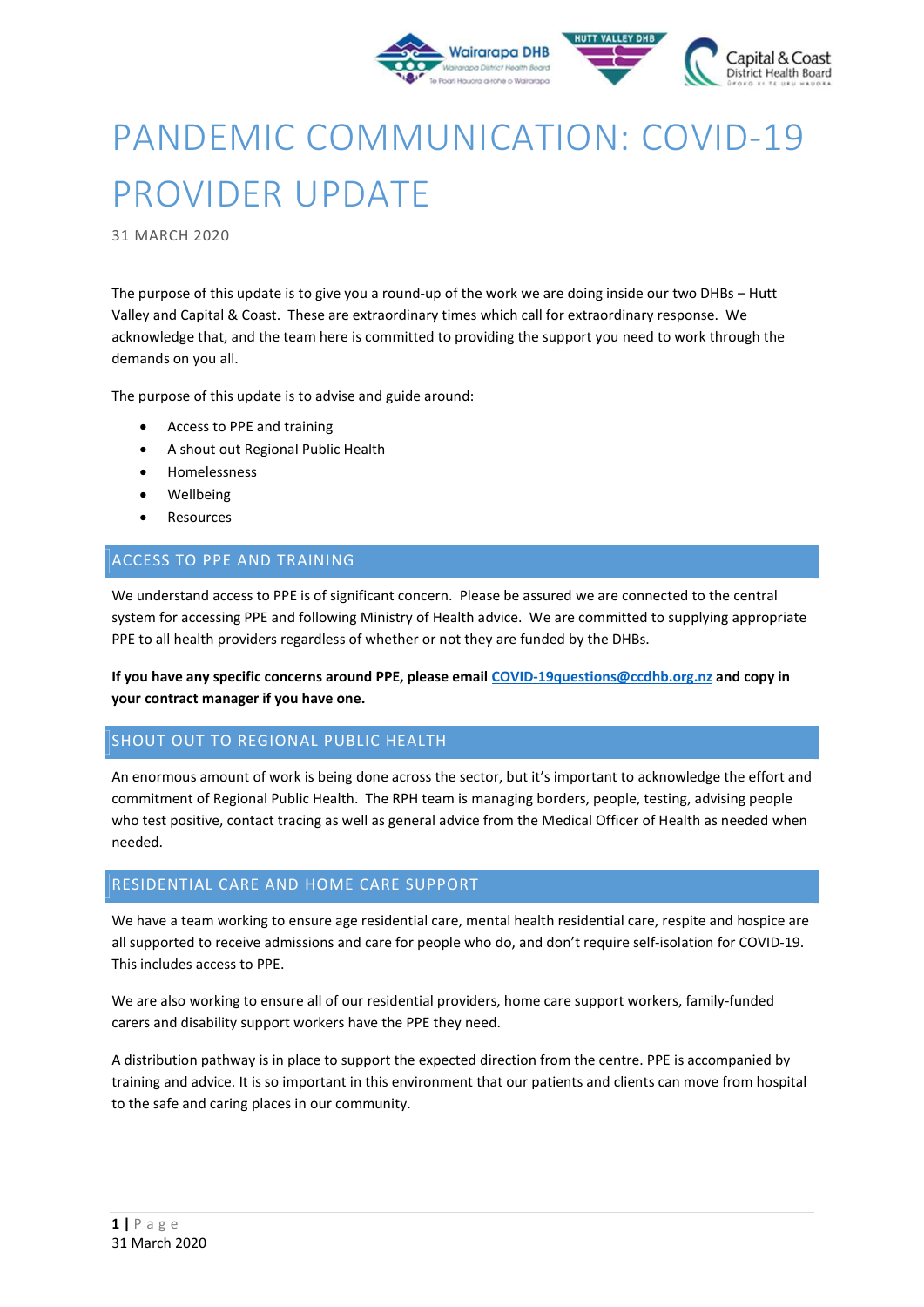# PANDEMIC COMMUNICATION: COVID-19 PROVIDER UPDATE

31 MARCH 2020

The purpose of this update is to give you a round-up of the work we are doing inside our two DHBs – Hutt Valley and Capital & Coast. These are extraordinary times which call for extraordinary response. We acknowledge that, and the team here is committed to providing the support you need to work through the demands on you all.

The purpose of this update is to advise and guide around:

- Access to PPE and training
- A shout out Regional Public Health
- Homelessness
- Wellbeing
- Resources

## ACCESS TO PPE AND TRAINING

We understand access to PPE is of significant concern. Please be assured we are connected to the central system for accessing PPE and following Ministry of Health advice. We are committed to supplying appropriate PPE to all health providers regardless of whether or not they are funded by the DHBs.

**If you have any specific concerns around PPE, please email [COVID-19questions@ccdhb.org.nz](mailto:COVID-19questions@ccdhb.org.nz) and copy in your contract manager if you have one.**

## SHOUT OUT TO REGIONAL PUBLIC HEALTH

An enormous amount of work is being done across the sector, but it's important to acknowledge the effort and commitment of Regional Public Health. The RPH team is managing borders, people, testing, advising people who test positive, contact tracing as well as general advice from the Medical Officer of Health as needed when needed.

## RESIDENTIAL CARE AND HOME CARE SUPPORT

We have a team working to ensure age residential care, mental health residential care, respite and hospice are all supported to receive admissions and care for people who do, and don't require self-isolation for COVID-19. This includes access to PPE.

We are also working to ensure all of our residential providers, home care support workers, family-funded carers and disability support workers have the PPE they need.

A distribution pathway is in place to support the expected direction from the centre. PPE is accompanied by training and advice. It is so important in this environment that our patients and clients can move from hospital to the safe and caring places in our community.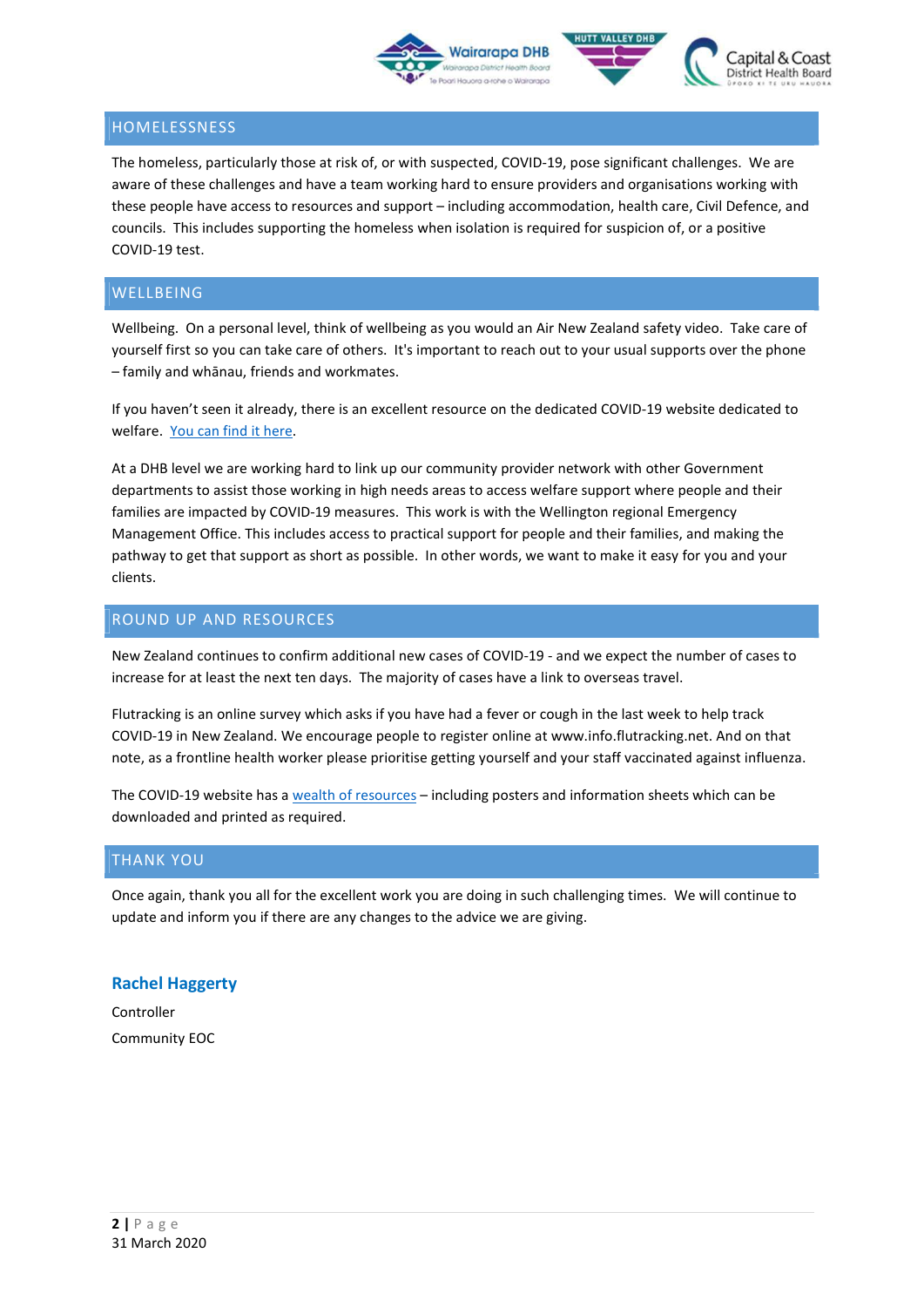## HOMELESSNESS

The homeless, particularly those at risk of, or with suspected, COVID-19, pose significant challenges. We are aware of these challenges and have a team working hard to ensure providers and organisations working with these people have access to resources and support – including accommodation, health care, Civil Defence, and councils. This includes supporting the homeless when isolation is required for suspicion of, or a positive COVID-19 test.

## WELLBEING

Wellbeing. On a personal level, think of wellbeing as you would an Air New Zealand safety video. Take care of yourself first so you can take care of others. It's important to reach out to your usual supports over the phone – family and whānau, friends and workmates.

If you haven't seen it already, there is an excellent resource on the dedicated COVID-19 website dedicated to welfare. You can find it here.

At a DHB level we are working hard to link up our community provider network with other Government departments to assist those working in high needs areas to access welfare support where people and their families are impacted by COVID-19 measures. This work is with the Wellington regional Emergency Management Office. This includes access to practical support for people and their families, and making the pathway to get that support as short as possible. In other words, we want to make it easy for you and your clients.

## ROUND UP AND RESOURCES

New Zealand continues to confirm additional new cases of COVID-19 - and we expect the number of cases to increase for at least the next ten days. The majority of cases have a link to overseas travel.

Flutracking is an online survey which asks if you have had a fever or cough in the last week to help track COVID-19 in New Zealand. We encourage people to register online at www.info.flutracking.net. And on that note, as a frontline health worker please prioritise getting yourself and your staff vaccinated against influenza.

The COVID-19 website has a wealth of resources – including posters and information sheets which can be downloaded and printed as required.

## THANK YOU

Once again, thank you all for the excellent work you are doing in such challenging times. We will continue to update and inform you if there are any changes to the advice we are giving.

**Rachel Haggerty**

Controller

Community EOC

31 March 2020